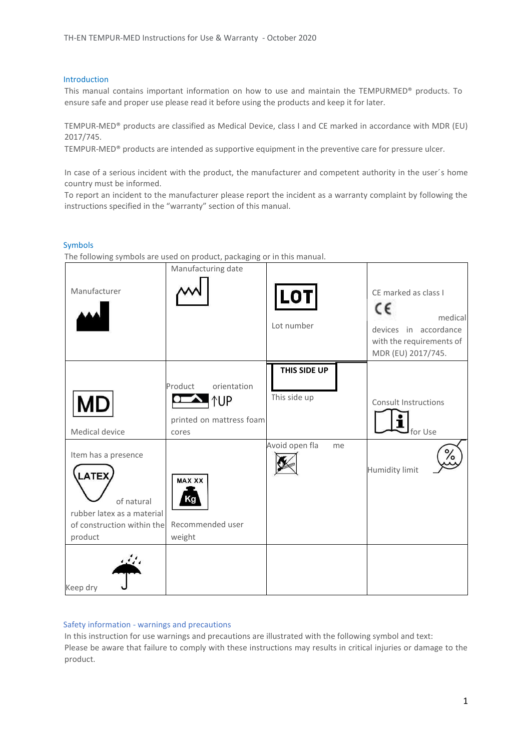## Introduction

This manual contains important information on how to use and maintain the TEMPURMED® products. To ensure safe and proper use please read it before using the products and keep it for later.

TEMPUR-MED® products are classified as Medical Device, class I and CE marked in accordance with MDR (EU) 2017/745.

TEMPUR-MED® products are intended as supportive equipment in the preventive care for pressure ulcer.

In case of a serious incident with the product, the manufacturer and competent authority in the user´s home country must be informed.

To report an incident to the manufacturer please report the incident as a warranty complaint by following the instructions specified in the “warranty” section of this manual.

## Symbols

The following symbols are used on product, packaging or in this manual.

| | | | |
|---|---|---|---|
| Manufacturer | Manufacturing date | LOT<br>Lot number | CE marked as class I medical devices in accordance with the requirements of MDR (EU) 2017/745. |
| MD<br>Medical device | Product orientation ↑UP printed on mattress foam cores | THIS SIDE UP<br>This side up | Consult Instructions for Use |
| Item has a presence LATEX of natural rubber latex as a material of construction within the product | MAX XX Kg<br>Recommended user weight | Avoid open flame | Humidity limit |
| Keep dry | | | |

## Safety information - warnings and precautions

In this instruction for use warnings and precautions are illustrated with the following symbol and text:

Please be aware that failure to comply with these instructions may results in critical injuries or damage to the product.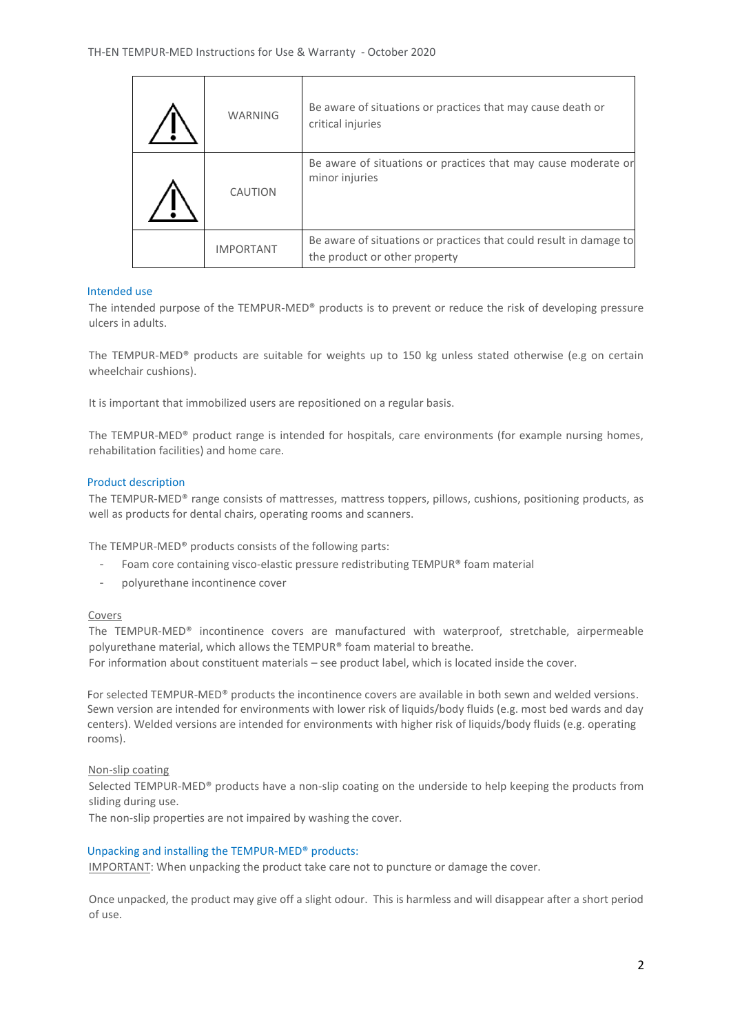| | | |
|---|---|---|
| ⚠ | WARNING | Be aware of situations or practices that may cause death or critical injuries |
| ⚠ | CAUTION | Be aware of situations or practices that may cause moderate or minor injuries |
| | IMPORTANT | Be aware of situations or practices that could result in damage to the product or other property |

## Intended use

The intended purpose of the TEMPUR-MED® products is to prevent or reduce the risk of developing pressure ulcers in adults.

The TEMPUR-MED® products are suitable for weights up to 150 kg unless stated otherwise (e.g on certain wheelchair cushions).

It is important that immobilized users are repositioned on a regular basis.

The TEMPUR-MED® product range is intended for hospitals, care environments (for example nursing homes, rehabilitation facilities) and home care.

## Product description

The TEMPUR-MED® range consists of mattresses, mattress toppers, pillows, cushions, positioning products, as well as products for dental chairs, operating rooms and scanners.

The TEMPUR-MED® products consists of the following parts:

- Foam core containing visco-elastic pressure redistributing TEMPUR® foam material
- polyurethane incontinence cover

### Covers

The TEMPUR-MED® incontinence covers are manufactured with waterproof, stretchable, airpermeable polyurethane material, which allows the TEMPUR® foam material to breathe.
For information about constituent materials – see product label, which is located inside the cover.

For selected TEMPUR-MED® products the incontinence covers are available in both sewn and welded versions. Sewn version are intended for environments with lower risk of liquids/body fluids (e.g. most bed wards and day centers). Welded versions are intended for environments with higher risk of liquids/body fluids (e.g. operating rooms).

### Non-slip coating

Selected TEMPUR-MED® products have a non-slip coating on the underside to help keeping the products from sliding during use.
The non-slip properties are not impaired by washing the cover.

## Unpacking and installing the TEMPUR-MED® products:

IMPORTANT: When unpacking the product take care not to puncture or damage the cover.

Once unpacked, the product may give off a slight odour. This is harmless and will disappear after a short period of use.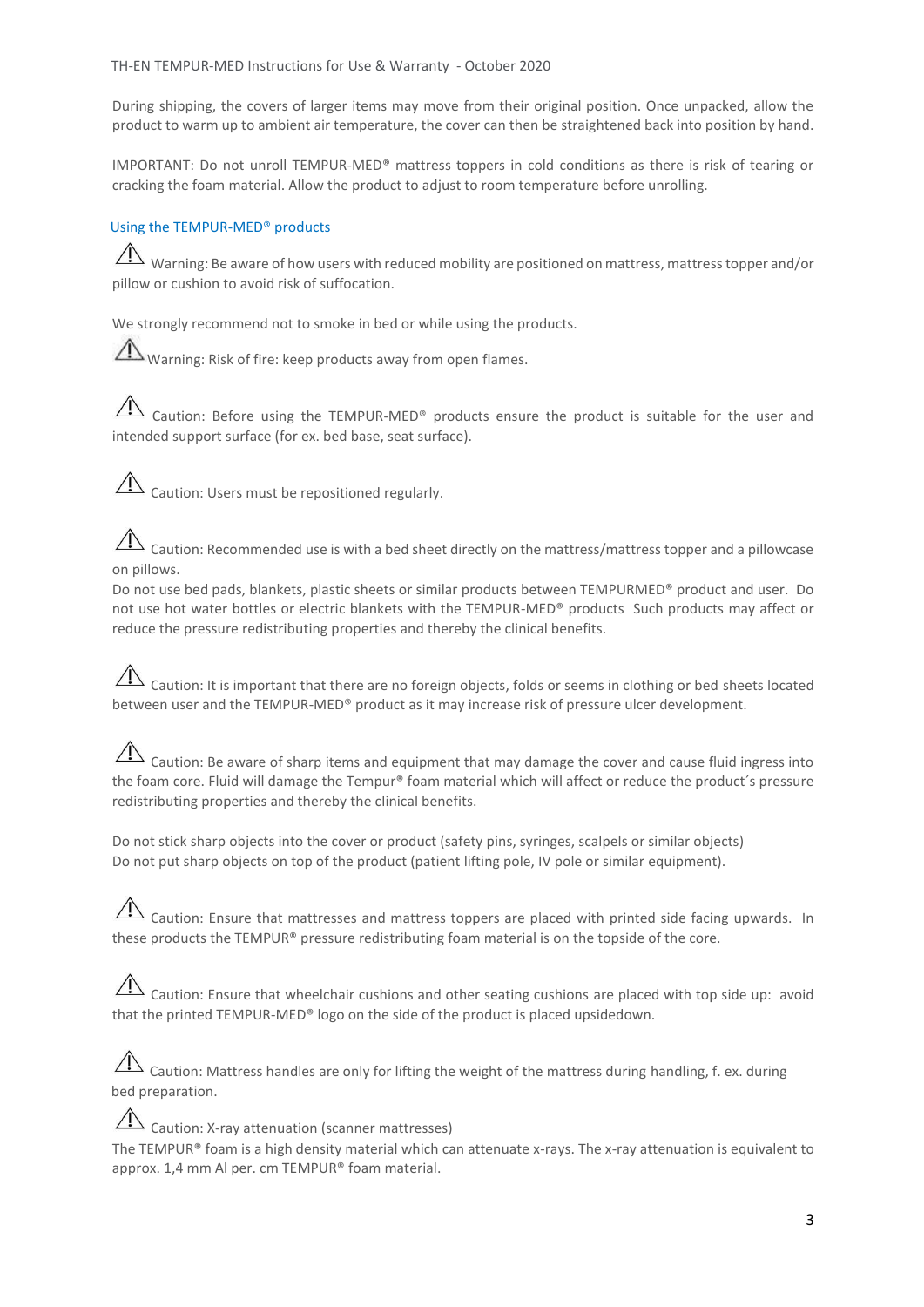During shipping, the covers of larger items may move from their original position. Once unpacked, allow the product to warm up to ambient air temperature, the cover can then be straightened back into position by hand.

IMPORTANT: Do not unroll TEMPUR-MED® mattress toppers in cold conditions as there is risk of tearing or cracking the foam material. Allow the product to adjust to room temperature before unrolling.

## Using the TEMPUR-MED® products

⚠ Warning: Be aware of how users with reduced mobility are positioned on mattress, mattress topper and/or pillow or cushion to avoid risk of suffocation.

We strongly recommend not to smoke in bed or while using the products.

⚠ Warning: Risk of fire: keep products away from open flames.

⚠ Caution: Before using the TEMPUR-MED® products ensure the product is suitable for the user and intended support surface (for ex. bed base, seat surface).

⚠ Caution: Users must be repositioned regularly.

⚠ Caution: Recommended use is with a bed sheet directly on the mattress/mattress topper and a pillowcase on pillows.
Do not use bed pads, blankets, plastic sheets or similar products between TEMPURMED® product and user. Do not use hot water bottles or electric blankets with the TEMPUR-MED® products Such products may affect or reduce the pressure redistributing properties and thereby the clinical benefits.

⚠ Caution: It is important that there are no foreign objects, folds or seems in clothing or bed sheets located between user and the TEMPUR-MED® product as it may increase risk of pressure ulcer development.

⚠ Caution: Be aware of sharp items and equipment that may damage the cover and cause fluid ingress into the foam core. Fluid will damage the Tempur® foam material which will affect or reduce the product´s pressure redistributing properties and thereby the clinical benefits.

Do not stick sharp objects into the cover or product (safety pins, syringes, scalpels or similar objects)
Do not put sharp objects on top of the product (patient lifting pole, IV pole or similar equipment).

⚠ Caution: Ensure that mattresses and mattress toppers are placed with printed side facing upwards. In these products the TEMPUR® pressure redistributing foam material is on the topside of the core.

⚠ Caution: Ensure that wheelchair cushions and other seating cushions are placed with top side up: avoid that the printed TEMPUR-MED® logo on the side of the product is placed upsidedown.

⚠ Caution: Mattress handles are only for lifting the weight of the mattress during handling, f. ex. during bed preparation.

⚠ Caution: X-ray attenuation (scanner mattresses)
The TEMPUR® foam is a high density material which can attenuate x-rays. The x-ray attenuation is equivalent to approx. 1,4 mm Al per. cm TEMPUR® foam material.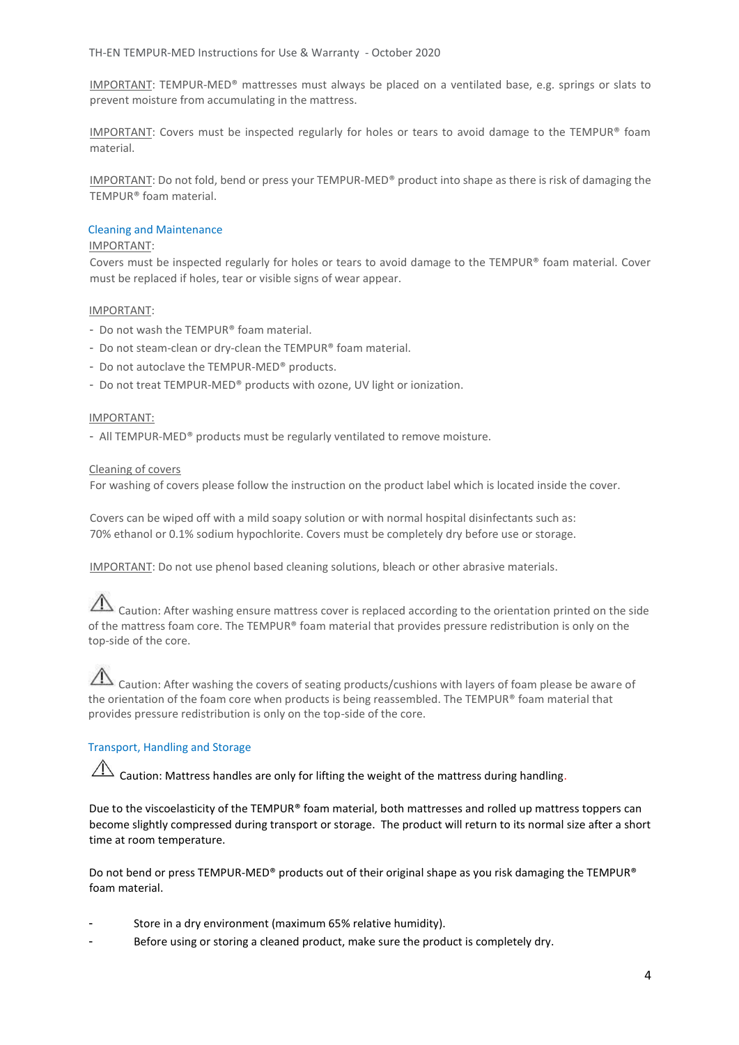IMPORTANT: TEMPUR-MED® mattresses must always be placed on a ventilated base, e.g. springs or slats to prevent moisture from accumulating in the mattress.

IMPORTANT: Covers must be inspected regularly for holes or tears to avoid damage to the TEMPUR® foam material.

IMPORTANT: Do not fold, bend or press your TEMPUR-MED® product into shape as there is risk of damaging the TEMPUR® foam material.

## Cleaning and Maintenance

IMPORTANT:

Covers must be inspected regularly for holes or tears to avoid damage to the TEMPUR® foam material. Cover must be replaced if holes, tear or visible signs of wear appear.

IMPORTANT:

- Do not wash the TEMPUR® foam material.
- Do not steam-clean or dry-clean the TEMPUR® foam material.
- Do not autoclave the TEMPUR-MED® products.
- Do not treat TEMPUR-MED® products with ozone, UV light or ionization.

IMPORTANT:

- All TEMPUR-MED® products must be regularly ventilated to remove moisture.

Cleaning of covers

For washing of covers please follow the instruction on the product label which is located inside the cover.

Covers can be wiped off with a mild soapy solution or with normal hospital disinfectants such as:
70% ethanol or 0.1% sodium hypochlorite. Covers must be completely dry before use or storage.

IMPORTANT: Do not use phenol based cleaning solutions, bleach or other abrasive materials.

⚠ Caution: After washing ensure mattress cover is replaced according to the orientation printed on the side of the mattress foam core. The TEMPUR® foam material that provides pressure redistribution is only on the top-side of the core.

⚠ Caution: After washing the covers of seating products/cushions with layers of foam please be aware of the orientation of the foam core when products is being reassembled. The TEMPUR® foam material that provides pressure redistribution is only on the top-side of the core.

## Transport, Handling and Storage

⚠ Caution: Mattress handles are only for lifting the weight of the mattress during handling.

Due to the viscoelasticity of the TEMPUR® foam material, both mattresses and rolled up mattress toppers can become slightly compressed during transport or storage. The product will return to its normal size after a short time at room temperature.

Do not bend or press TEMPUR-MED® products out of their original shape as you risk damaging the TEMPUR® foam material.

- Store in a dry environment (maximum 65% relative humidity).
- Before using or storing a cleaned product, make sure the product is completely dry.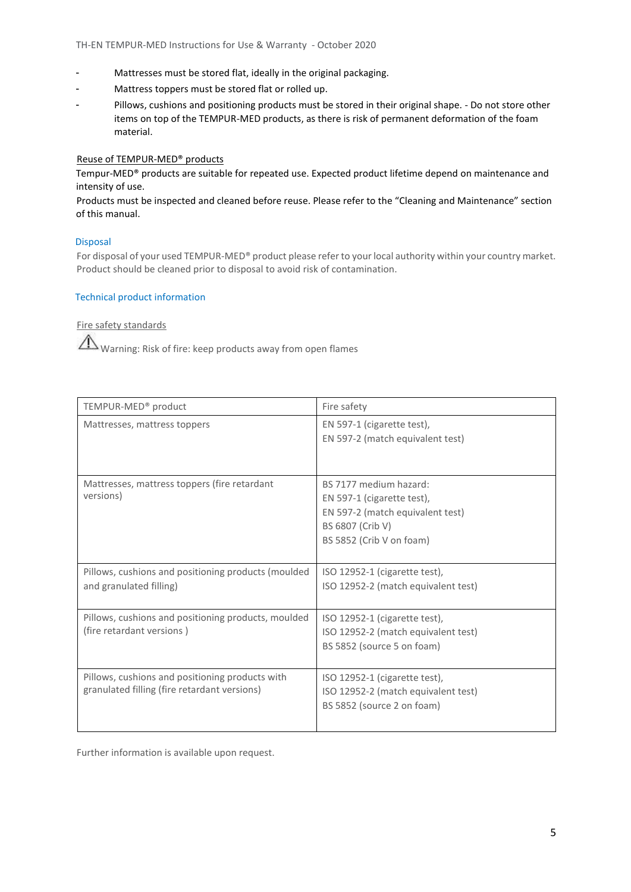- Mattresses must be stored flat, ideally in the original packaging.
- Mattress toppers must be stored flat or rolled up.
- Pillows, cushions and positioning products must be stored in their original shape. - Do not store other items on top of the TEMPUR-MED products, as there is risk of permanent deformation of the foam material.

### Reuse of TEMPUR-MED® products

Tempur-MED® products are suitable for repeated use. Expected product lifetime depend on maintenance and intensity of use.
Products must be inspected and cleaned before reuse. Please refer to the “Cleaning and Maintenance” section of this manual.

## Disposal

For disposal of your used TEMPUR-MED® product please refer to your local authority within your country market. Product should be cleaned prior to disposal to avoid risk of contamination.

## Technical product information

### Fire safety standards

⚠ Warning: Risk of fire: keep products away from open flames

| TEMPUR-MED® product | Fire safety |
|---|---|
| Mattresses, mattress toppers | EN 597-1 (cigarette test),<br>EN 597-2 (match equivalent test) |
| Mattresses, mattress toppers (fire retardant versions) | BS 7177 medium hazard:<br>EN 597-1 (cigarette test),<br>EN 597-2 (match equivalent test)<br>BS 6807 (Crib V)<br>BS 5852 (Crib V on foam) |
| Pillows, cushions and positioning products (moulded and granulated filling) | ISO 12952-1 (cigarette test),<br>ISO 12952-2 (match equivalent test) |
| Pillows, cushions and positioning products, moulded (fire retardant versions ) | ISO 12952-1 (cigarette test),<br>ISO 12952-2 (match equivalent test)<br>BS 5852 (source 5 on foam) |
| Pillows, cushions and positioning products with granulated filling (fire retardant versions) | ISO 12952-1 (cigarette test),<br>ISO 12952-2 (match equivalent test)<br>BS 5852 (source 2 on foam) |

Further information is available upon request.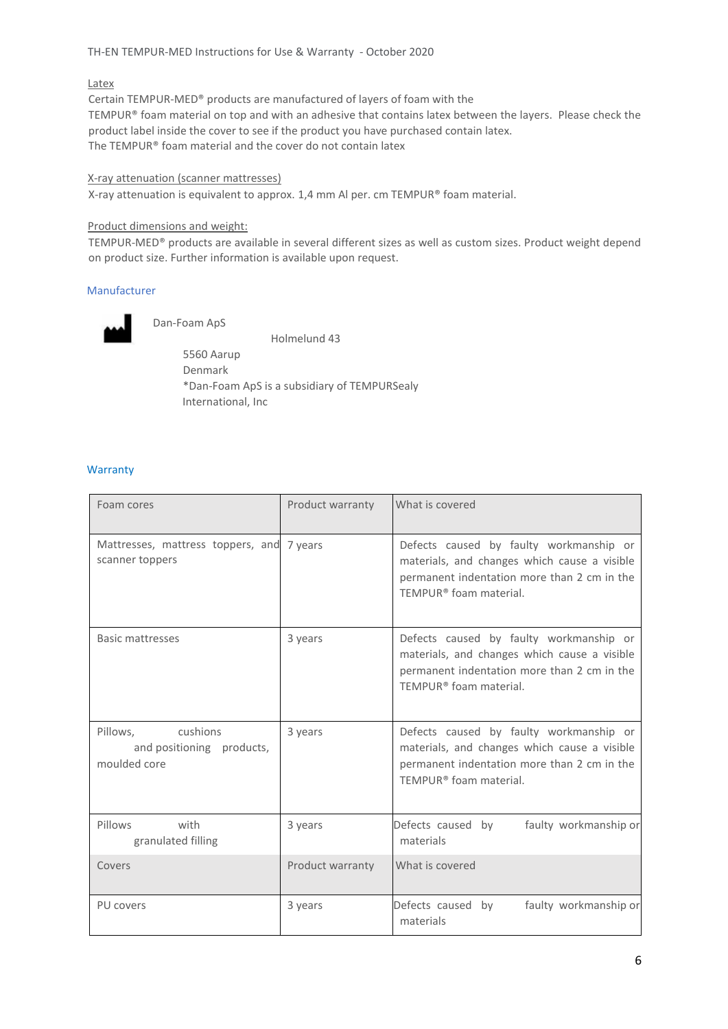Latex

Certain TEMPUR-MED® products are manufactured of layers of foam with the TEMPUR® foam material on top and with an adhesive that contains latex between the layers. Please check the product label inside the cover to see if the product you have purchased contain latex.
The TEMPUR® foam material and the cover do not contain latex

X-ray attenuation (scanner mattresses)

X-ray attenuation is equivalent to approx. 1,4 mm Al per. cm TEMPUR® foam material.

Product dimensions and weight:

TEMPUR-MED® products are available in several different sizes as well as custom sizes. Product weight depend on product size. Further information is available upon request.

## Manufacturer

Dan-Foam ApS
Holmelund 43
5560 Aarup
Denmark
*Dan-Foam ApS is a subsidiary of TEMPURSealy International, Inc

## Warranty

| Foam cores | Product warranty | What is covered |
|---|---|---|
| Mattresses, mattress toppers, and scanner toppers | 7 years | Defects caused by faulty workmanship or materials, and changes which cause a visible permanent indentation more than 2 cm in the TEMPUR® foam material. |
| Basic mattresses | 3 years | Defects caused by faulty workmanship or materials, and changes which cause a visible permanent indentation more than 2 cm in the TEMPUR® foam material. |
| Pillows, cushions and positioning products, moulded core | 3 years | Defects caused by faulty workmanship or materials, and changes which cause a visible permanent indentation more than 2 cm in the TEMPUR® foam material. |
| Pillows with granulated filling | 3 years | Defects caused by faulty workmanship or materials |
| **Covers** | **Product warranty** | **What is covered** |
| PU covers | 3 years | Defects caused by faulty workmanship or materials |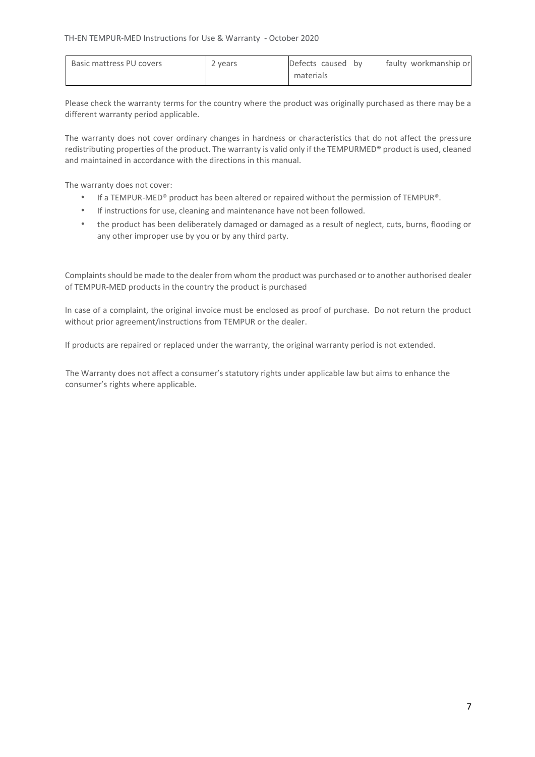| | | |
|---|---|---|
| Basic mattress PU covers | 2 years | Defects caused by faulty workmanship or materials |

Please check the warranty terms for the country where the product was originally purchased as there may be a different warranty period applicable.

The warranty does not cover ordinary changes in hardness or characteristics that do not affect the pressure redistributing properties of the product. The warranty is valid only if the TEMPURMED® product is used, cleaned and maintained in accordance with the directions in this manual.

The warranty does not cover:

- If a TEMPUR-MED® product has been altered or repaired without the permission of TEMPUR®.
- If instructions for use, cleaning and maintenance have not been followed.
- the product has been deliberately damaged or damaged as a result of neglect, cuts, burns, flooding or any other improper use by you or by any third party.

Complaints should be made to the dealer from whom the product was purchased or to another authorised dealer of TEMPUR-MED products in the country the product is purchased

In case of a complaint, the original invoice must be enclosed as proof of purchase. Do not return the product without prior agreement/instructions from TEMPUR or the dealer.

If products are repaired or replaced under the warranty, the original warranty period is not extended.

The Warranty does not affect a consumer's statutory rights under applicable law but aims to enhance the consumer's rights where applicable.